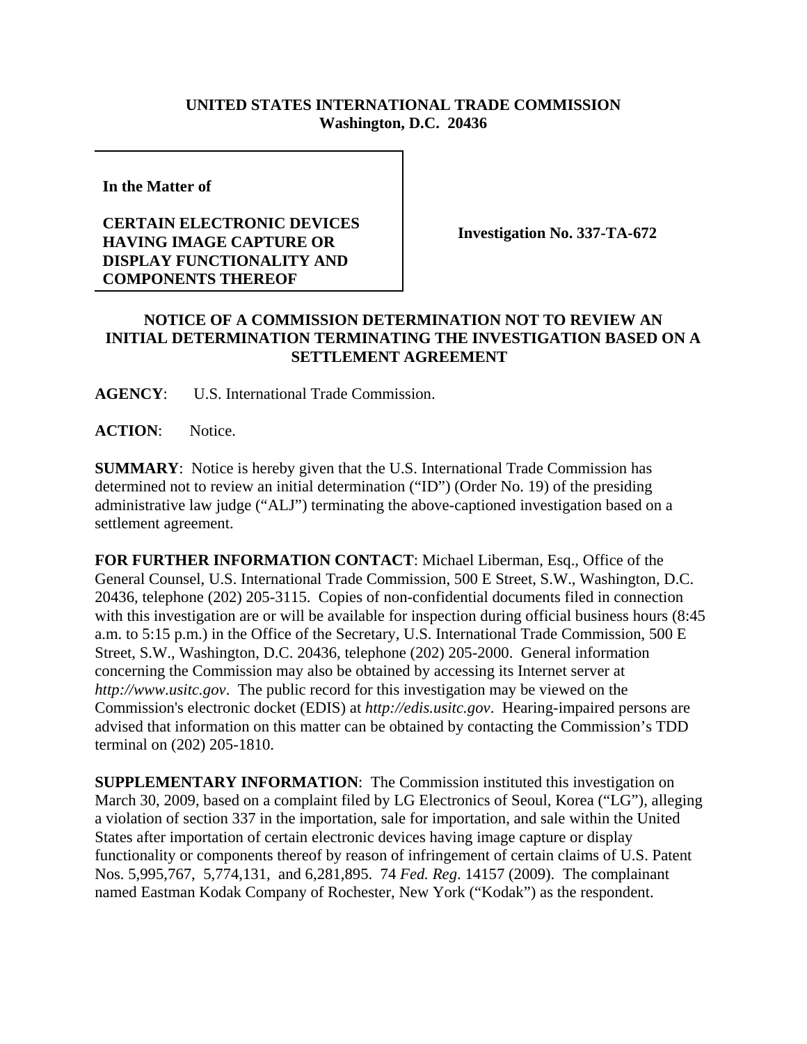**UNITED STATES INTERNATIONAL TRADE COMMISSION**
**Washington, D.C. 20436**

**In the Matter of**

**CERTAIN ELECTRONIC DEVICES HAVING IMAGE CAPTURE OR DISPLAY FUNCTIONALITY AND COMPONENTS THEREOF**

**Investigation No. 337-TA-672**

## NOTICE OF A COMMISSION DETERMINATION NOT TO REVIEW AN INITIAL DETERMINATION TERMINATING THE INVESTIGATION BASED ON A SETTLEMENT AGREEMENT

**AGENCY**: U.S. International Trade Commission.

**ACTION**: Notice.

**SUMMARY**: Notice is hereby given that the U.S. International Trade Commission has determined not to review an initial determination ("ID") (Order No. 19) of the presiding administrative law judge ("ALJ") terminating the above-captioned investigation based on a settlement agreement.

**FOR FURTHER INFORMATION CONTACT**: Michael Liberman, Esq., Office of the General Counsel, U.S. International Trade Commission, 500 E Street, S.W., Washington, D.C. 20436, telephone (202) 205-3115. Copies of non-confidential documents filed in connection with this investigation are or will be available for inspection during official business hours (8:45 a.m. to 5:15 p.m.) in the Office of the Secretary, U.S. International Trade Commission, 500 E Street, S.W., Washington, D.C. 20436, telephone (202) 205-2000. General information concerning the Commission may also be obtained by accessing its Internet server at *http://www.usitc.gov*. The public record for this investigation may be viewed on the Commission's electronic docket (EDIS) at *http://edis.usitc.gov*. Hearing-impaired persons are advised that information on this matter can be obtained by contacting the Commission's TDD terminal on (202) 205-1810.

**SUPPLEMENTARY INFORMATION**: The Commission instituted this investigation on March 30, 2009, based on a complaint filed by LG Electronics of Seoul, Korea ("LG"), alleging a violation of section 337 in the importation, sale for importation, and sale within the United States after importation of certain electronic devices having image capture or display functionality or components thereof by reason of infringement of certain claims of U.S. Patent Nos. 5,995,767, 5,774,131, and 6,281,895. 74 *Fed. Reg.* 14157 (2009). The complainant named Eastman Kodak Company of Rochester, New York ("Kodak") as the respondent.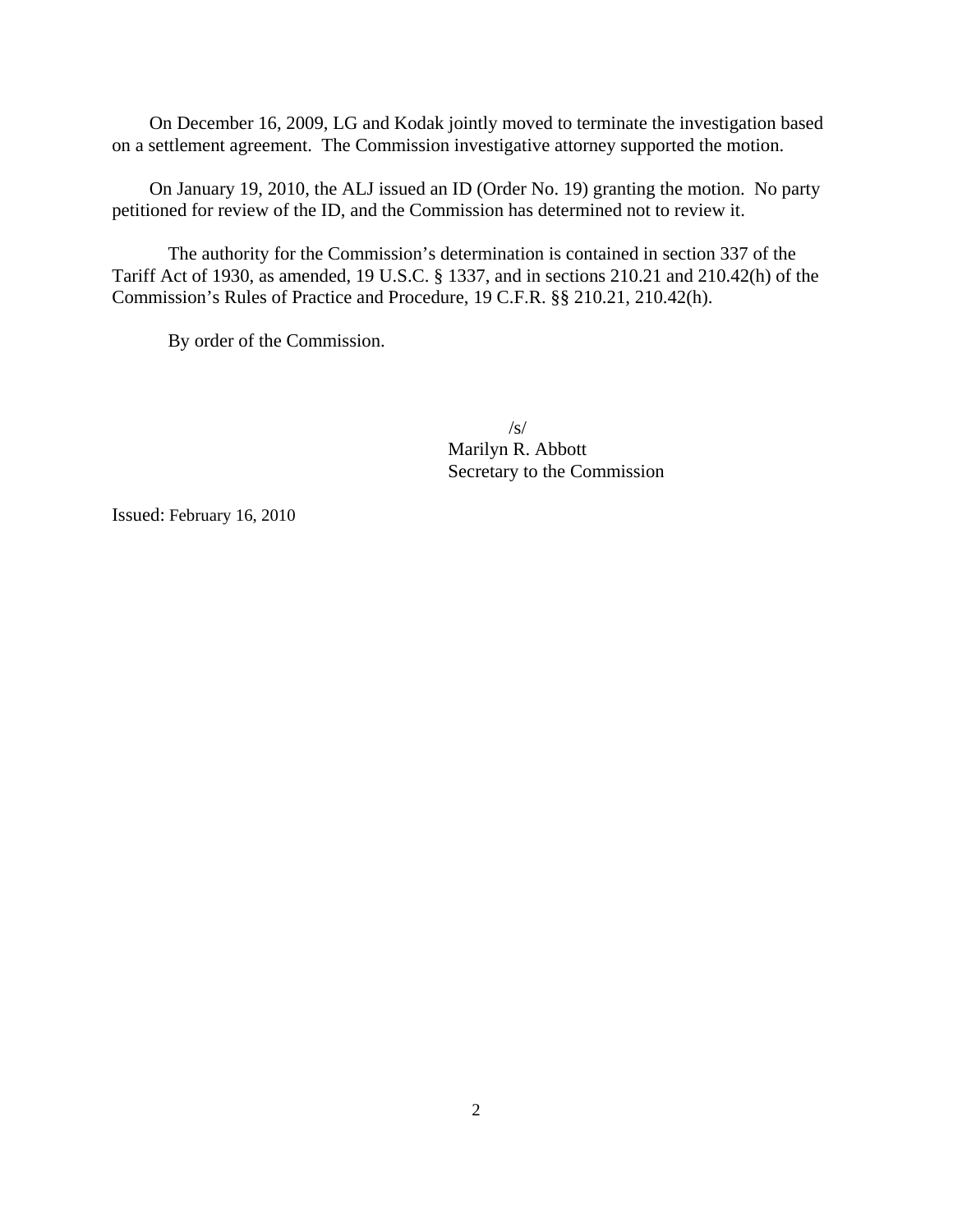On December 16, 2009, LG and Kodak jointly moved to terminate the investigation based on a settlement agreement. The Commission investigative attorney supported the motion.

On January 19, 2010, the ALJ issued an ID (Order No. 19) granting the motion. No party petitioned for review of the ID, and the Commission has determined not to review it.

The authority for the Commission's determination is contained in section 337 of the Tariff Act of 1930, as amended, 19 U.S.C. § 1337, and in sections 210.21 and 210.42(h) of the Commission's Rules of Practice and Procedure, 19 C.F.R. §§ 210.21, 210.42(h).

By order of the Commission.

/s/
Marilyn R. Abbott
Secretary to the Commission

Issued: February 16, 2010